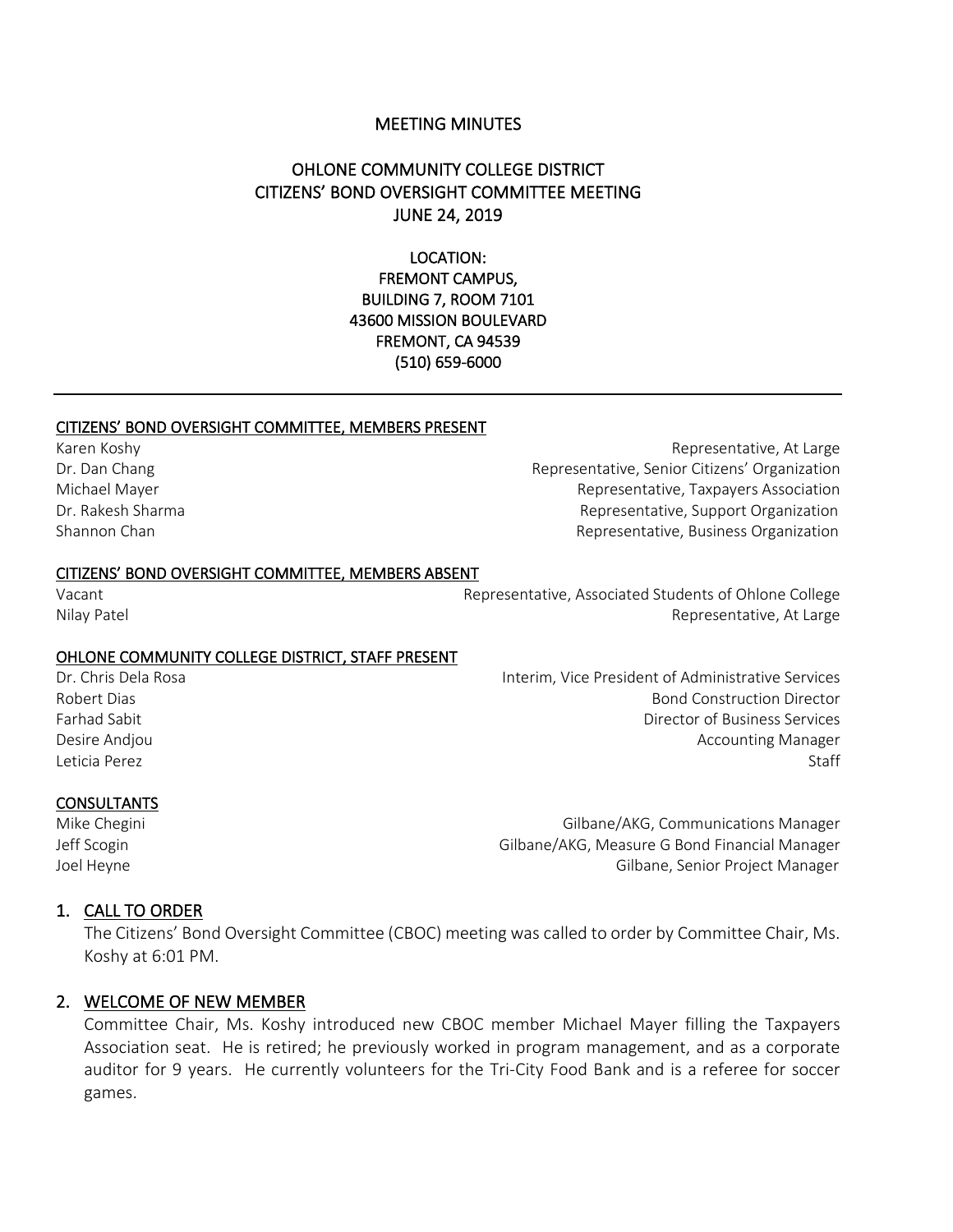# MEETING MINUTES

## OHLONE COMMUNITY COLLEGE DISTRICT
## CITIZENS' BOND OVERSIGHT COMMITTEE MEETING
## JUNE 24, 2019

LOCATION:
FREMONT CAMPUS,
BUILDING 7, ROOM 7101
43600 MISSION BOULEVARD
FREMONT, CA 94539
(510) 659-6000

---

### CITIZENS' BOND OVERSIGHT COMMITTEE, MEMBERS PRESENT

| | |
|---|---|
| Karen Koshy | Representative, At Large |
| Dr. Dan Chang | Representative, Senior Citizens' Organization |
| Michael Mayer | Representative, Taxpayers Association |
| Dr. Rakesh Sharma | Representative, Support Organization |
| Shannon Chan | Representative, Business Organization |

### CITIZENS' BOND OVERSIGHT COMMITTEE, MEMBERS ABSENT

| | |
|---|---|
| Vacant | Representative, Associated Students of Ohlone College |
| Nilay Patel | Representative, At Large |

### OHLONE COMMUNITY COLLEGE DISTRICT, STAFF PRESENT

| | |
|---|---|
| Dr. Chris Dela Rosa | Interim, Vice President of Administrative Services |
| Robert Dias | Bond Construction Director |
| Farhad Sabit | Director of Business Services |
| Desire Andjou | Accounting Manager |
| Leticia Perez | Staff |

### CONSULTANTS

| | |
|---|---|
| Mike Chegini | Gilbane/AKG, Communications Manager |
| Jeff Scogin | Gilbane/AKG, Measure G Bond Financial Manager |
| Joel Heyne | Gilbane, Senior Project Manager |

## 1. CALL TO ORDER

The Citizens' Bond Oversight Committee (CBOC) meeting was called to order by Committee Chair, Ms. Koshy at 6:01 PM.

## 2. WELCOME OF NEW MEMBER

Committee Chair, Ms. Koshy introduced new CBOC member Michael Mayer filling the Taxpayers Association seat. He is retired; he previously worked in program management, and as a corporate auditor for 9 years. He currently volunteers for the Tri-City Food Bank and is a referee for soccer games.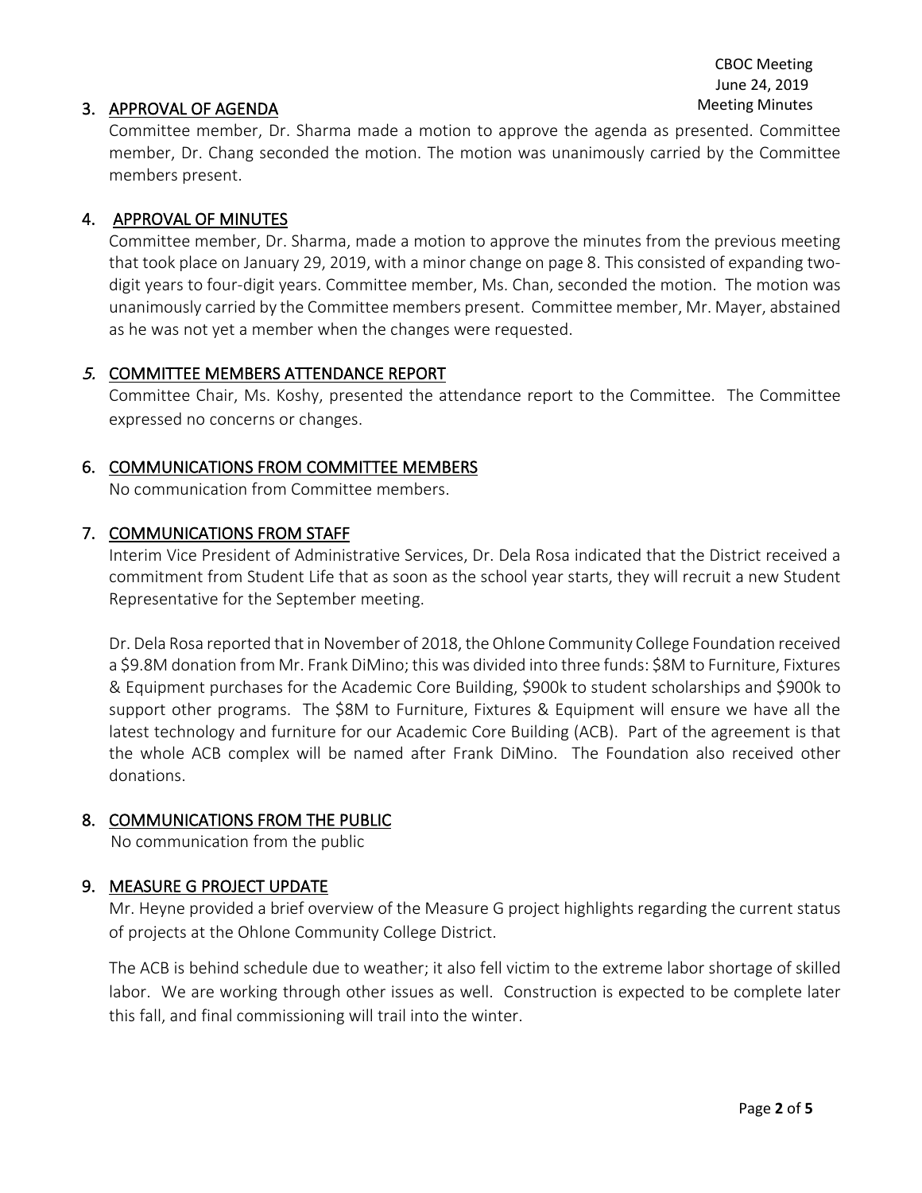## 3. APPROVAL OF AGENDA

Committee member, Dr. Sharma made a motion to approve the agenda as presented. Committee member, Dr. Chang seconded the motion. The motion was unanimously carried by the Committee members present.

## 4. APPROVAL OF MINUTES

Committee member, Dr. Sharma, made a motion to approve the minutes from the previous meeting that took place on January 29, 2019, with a minor change on page 8. This consisted of expanding two-digit years to four-digit years. Committee member, Ms. Chan, seconded the motion. The motion was unanimously carried by the Committee members present. Committee member, Mr. Mayer, abstained as he was not yet a member when the changes were requested.

## *5.* COMMITTEE MEMBERS ATTENDANCE REPORT

Committee Chair, Ms. Koshy, presented the attendance report to the Committee. The Committee expressed no concerns or changes.

## 6. COMMUNICATIONS FROM COMMITTEE MEMBERS

No communication from Committee members.

## 7. COMMUNICATIONS FROM STAFF

Interim Vice President of Administrative Services, Dr. Dela Rosa indicated that the District received a commitment from Student Life that as soon as the school year starts, they will recruit a new Student Representative for the September meeting.

Dr. Dela Rosa reported that in November of 2018, the Ohlone Community College Foundation received a $9.8M donation from Mr. Frank DiMino; this was divided into three funds: $8M to Furniture, Fixtures & Equipment purchases for the Academic Core Building, $900k to student scholarships and $900k to support other programs. The $8M to Furniture, Fixtures & Equipment will ensure we have all the latest technology and furniture for our Academic Core Building (ACB). Part of the agreement is that the whole ACB complex will be named after Frank DiMino. The Foundation also received other donations.

## 8. COMMUNICATIONS FROM THE PUBLIC

No communication from the public

## 9. MEASURE G PROJECT UPDATE

Mr. Heyne provided a brief overview of the Measure G project highlights regarding the current status of projects at the Ohlone Community College District.

The ACB is behind schedule due to weather; it also fell victim to the extreme labor shortage of skilled labor. We are working through other issues as well. Construction is expected to be complete later this fall, and final commissioning will trail into the winter.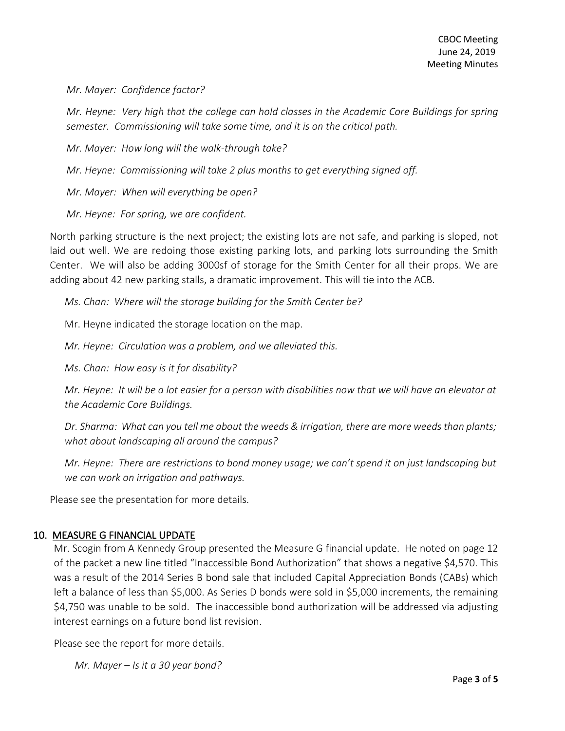*Mr. Mayer: Confidence factor?*

*Mr. Heyne: Very high that the college can hold classes in the Academic Core Buildings for spring semester. Commissioning will take some time, and it is on the critical path.*

*Mr. Mayer: How long will the walk-through take?*

*Mr. Heyne: Commissioning will take 2 plus months to get everything signed off.*

*Mr. Mayer: When will everything be open?*

*Mr. Heyne: For spring, we are confident.*

North parking structure is the next project; the existing lots are not safe, and parking is sloped, not laid out well. We are redoing those existing parking lots, and parking lots surrounding the Smith Center. We will also be adding 3000sf of storage for the Smith Center for all their props. We are adding about 42 new parking stalls, a dramatic improvement. This will tie into the ACB.

*Ms. Chan: Where will the storage building for the Smith Center be?*

Mr. Heyne indicated the storage location on the map.

*Mr. Heyne: Circulation was a problem, and we alleviated this.*

*Ms. Chan: How easy is it for disability?*

*Mr. Heyne: It will be a lot easier for a person with disabilities now that we will have an elevator at the Academic Core Buildings.*

*Dr. Sharma: What can you tell me about the weeds & irrigation, there are more weeds than plants; what about landscaping all around the campus?*

*Mr. Heyne: There are restrictions to bond money usage; we can't spend it on just landscaping but we can work on irrigation and pathways.*

Please see the presentation for more details.

## 10. MEASURE G FINANCIAL UPDATE

Mr. Scogin from A Kennedy Group presented the Measure G financial update. He noted on page 12 of the packet a new line titled "Inaccessible Bond Authorization" that shows a negative $4,570. This was a result of the 2014 Series B bond sale that included Capital Appreciation Bonds (CABs) which left a balance of less than $5,000. As Series D bonds were sold in $5,000 increments, the remaining $4,750 was unable to be sold. The inaccessible bond authorization will be addressed via adjusting interest earnings on a future bond list revision.

Please see the report for more details.

*Mr. Mayer – Is it a 30 year bond?*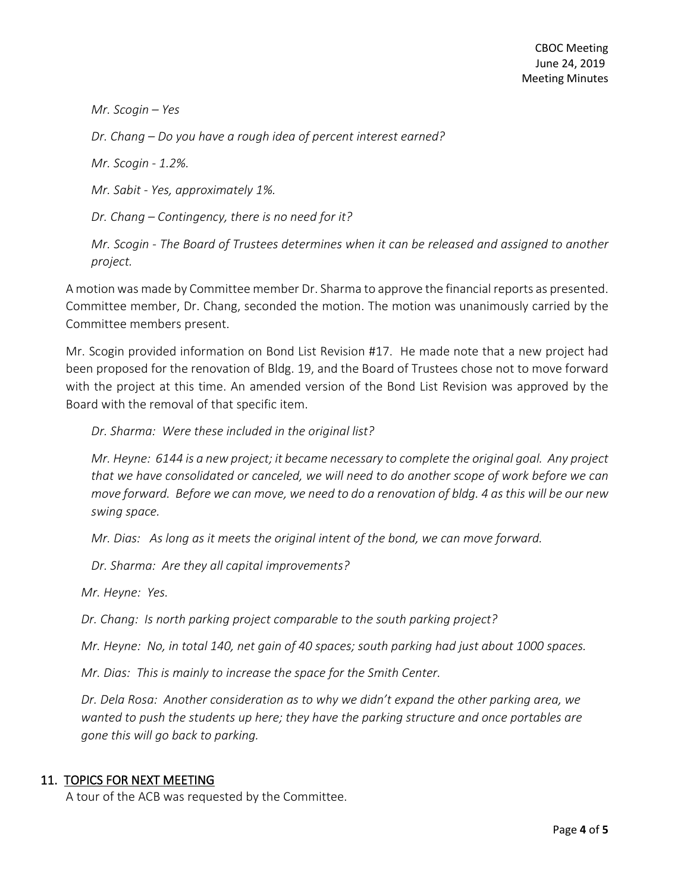*Mr. Scogin – Yes*

*Dr. Chang – Do you have a rough idea of percent interest earned?*

*Mr. Scogin - 1.2%.*

*Mr. Sabit - Yes, approximately 1%.*

*Dr. Chang – Contingency, there is no need for it?*

*Mr. Scogin - The Board of Trustees determines when it can be released and assigned to another project.*

A motion was made by Committee member Dr. Sharma to approve the financial reports as presented. Committee member, Dr. Chang, seconded the motion. The motion was unanimously carried by the Committee members present.

Mr. Scogin provided information on Bond List Revision #17. He made note that a new project had been proposed for the renovation of Bldg. 19, and the Board of Trustees chose not to move forward with the project at this time. An amended version of the Bond List Revision was approved by the Board with the removal of that specific item.

*Dr. Sharma: Were these included in the original list?*

*Mr. Heyne: 6144 is a new project; it became necessary to complete the original goal. Any project that we have consolidated or canceled, we will need to do another scope of work before we can move forward. Before we can move, we need to do a renovation of bldg. 4 as this will be our new swing space.*

*Mr. Dias: As long as it meets the original intent of the bond, we can move forward.*

*Dr. Sharma: Are they all capital improvements?*

*Mr. Heyne: Yes.*

*Dr. Chang: Is north parking project comparable to the south parking project?*

*Mr. Heyne: No, in total 140, net gain of 40 spaces; south parking had just about 1000 spaces.*

*Mr. Dias: This is mainly to increase the space for the Smith Center.*

*Dr. Dela Rosa: Another consideration as to why we didn't expand the other parking area, we wanted to push the students up here; they have the parking structure and once portables are gone this will go back to parking.*

## 11. TOPICS FOR NEXT MEETING

A tour of the ACB was requested by the Committee.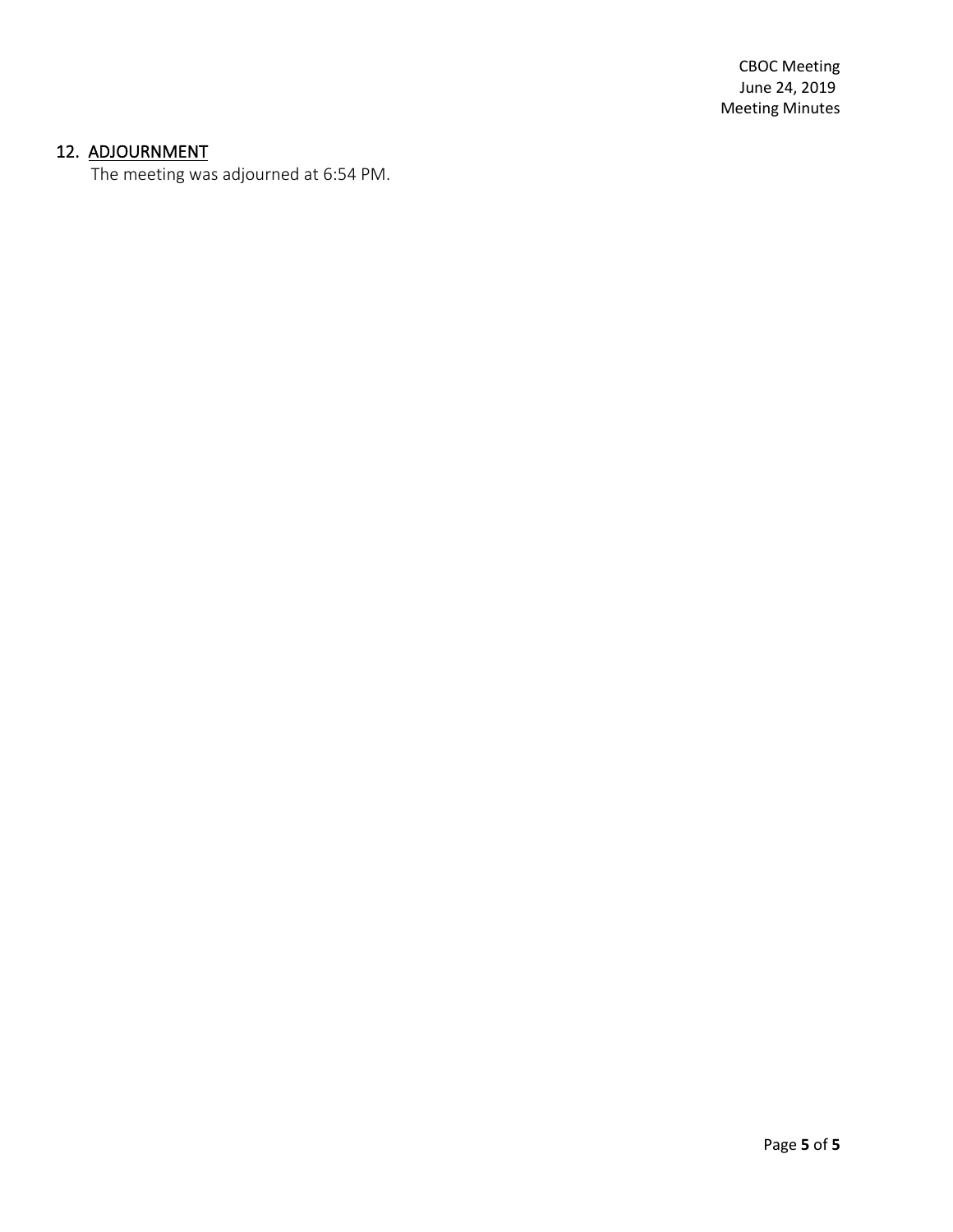## 12. ADJOURNMENT

The meeting was adjourned at 6:54 PM.